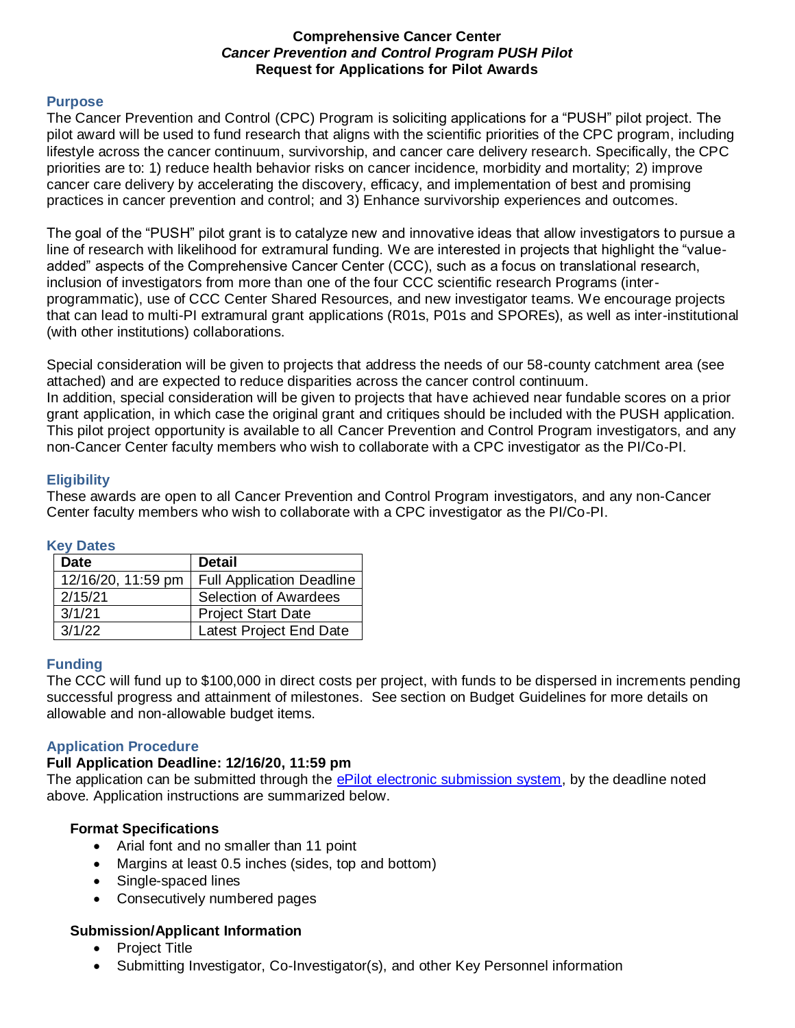**Comprehensive Cancer Center**
***Cancer Prevention and Control Program PUSH Pilot***
**Request for Applications for Pilot Awards**

## Purpose

The Cancer Prevention and Control (CPC) Program is soliciting applications for a "PUSH" pilot project. The pilot award will be used to fund research that aligns with the scientific priorities of the CPC program, including lifestyle across the cancer continuum, survivorship, and cancer care delivery research. Specifically, the CPC priorities are to: 1) reduce health behavior risks on cancer incidence, morbidity and mortality; 2) improve cancer care delivery by accelerating the discovery, efficacy, and implementation of best and promising practices in cancer prevention and control; and 3) Enhance survivorship experiences and outcomes.

The goal of the "PUSH" pilot grant is to catalyze new and innovative ideas that allow investigators to pursue a line of research with likelihood for extramural funding. We are interested in projects that highlight the "value-added" aspects of the Comprehensive Cancer Center (CCC), such as a focus on translational research, inclusion of investigators from more than one of the four CCC scientific research Programs (inter-programmatic), use of CCC Center Shared Resources, and new investigator teams. We encourage projects that can lead to multi-PI extramural grant applications (R01s, P01s and SPOREs), as well as inter-institutional (with other institutions) collaborations.

Special consideration will be given to projects that address the needs of our 58-county catchment area (see attached) and are expected to reduce disparities across the cancer control continuum.
In addition, special consideration will be given to projects that have achieved near fundable scores on a prior grant application, in which case the original grant and critiques should be included with the PUSH application. This pilot project opportunity is available to all Cancer Prevention and Control Program investigators, and any non-Cancer Center faculty members who wish to collaborate with a CPC investigator as the PI/Co-PI.

## Eligibility

These awards are open to all Cancer Prevention and Control Program investigators, and any non-Cancer Center faculty members who wish to collaborate with a CPC investigator as the PI/Co-PI.

## Key Dates

| Date | Detail |
|---|---|
| 12/16/20, 11:59 pm | Full Application Deadline |
| 2/15/21 | Selection of Awardees |
| 3/1/21 | Project Start Date |
| 3/1/22 | Latest Project End Date |

## Funding

The CCC will fund up to $100,000 in direct costs per project, with funds to be dispersed in increments pending successful progress and attainment of milestones. See section on Budget Guidelines for more details on allowable and non-allowable budget items.

## Application Procedure

**Full Application Deadline: 12/16/20, 11:59 pm**

The application can be submitted through the ePilot electronic submission system, by the deadline noted above. Application instructions are summarized below.

### Format Specifications

- Arial font and no smaller than 11 point
- Margins at least 0.5 inches (sides, top and bottom)
- Single-spaced lines
- Consecutively numbered pages

### Submission/Applicant Information

- Project Title
- Submitting Investigator, Co-Investigator(s), and other Key Personnel information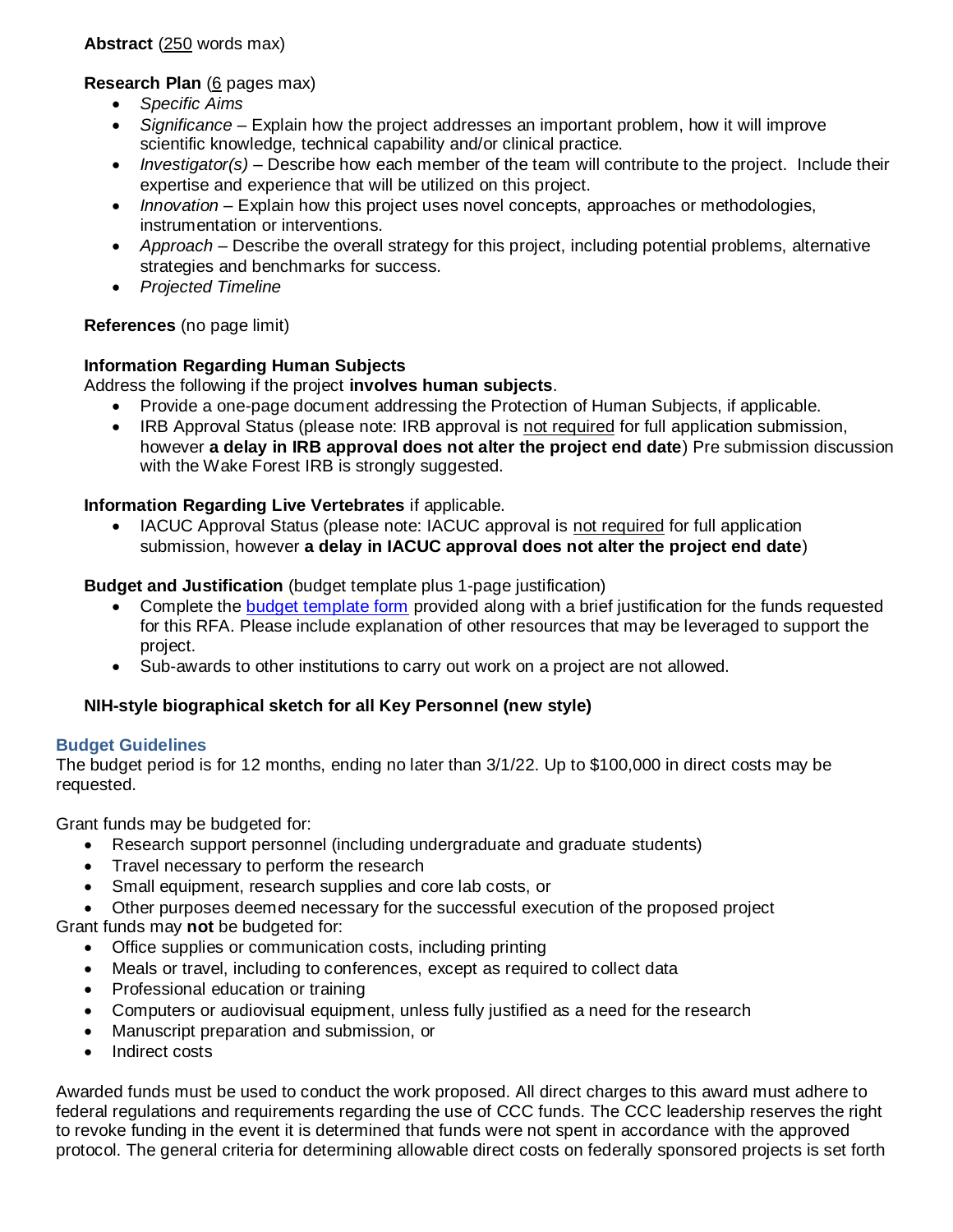**Abstract** (250 words max)

**Research Plan** (6 pages max)

- *Specific Aims*
- *Significance* – Explain how the project addresses an important problem, how it will improve scientific knowledge, technical capability and/or clinical practice.
- *Investigator(s)* – Describe how each member of the team will contribute to the project. Include their expertise and experience that will be utilized on this project.
- *Innovation* – Explain how this project uses novel concepts, approaches or methodologies, instrumentation or interventions.
- *Approach* – Describe the overall strategy for this project, including potential problems, alternative strategies and benchmarks for success.
- *Projected Timeline*

**References** (no page limit)

**Information Regarding Human Subjects**
Address the following if the project **involves human subjects**.

- Provide a one-page document addressing the Protection of Human Subjects, if applicable.
- IRB Approval Status (please note: IRB approval is not required for full application submission, however **a delay in IRB approval does not alter the project end date**) Pre submission discussion with the Wake Forest IRB is strongly suggested.

**Information Regarding Live Vertebrates** if applicable.

- IACUC Approval Status (please note: IACUC approval is not required for full application submission, however **a delay in IACUC approval does not alter the project end date**)

**Budget and Justification** (budget template plus 1-page justification)

- Complete the budget template form provided along with a brief justification for the funds requested for this RFA. Please include explanation of other resources that may be leveraged to support the project.
- Sub-awards to other institutions to carry out work on a project are not allowed.

**NIH-style biographical sketch for all Key Personnel (new style)**

## Budget Guidelines

The budget period is for 12 months, ending no later than 3/1/22. Up to $100,000 in direct costs may be requested.

Grant funds may be budgeted for:

- Research support personnel (including undergraduate and graduate students)
- Travel necessary to perform the research
- Small equipment, research supplies and core lab costs, or
- Other purposes deemed necessary for the successful execution of the proposed project

Grant funds may **not** be budgeted for:

- Office supplies or communication costs, including printing
- Meals or travel, including to conferences, except as required to collect data
- Professional education or training
- Computers or audiovisual equipment, unless fully justified as a need for the research
- Manuscript preparation and submission, or
- Indirect costs

Awarded funds must be used to conduct the work proposed. All direct charges to this award must adhere to federal regulations and requirements regarding the use of CCC funds. The CCC leadership reserves the right to revoke funding in the event it is determined that funds were not spent in accordance with the approved protocol. The general criteria for determining allowable direct costs on federally sponsored projects is set forth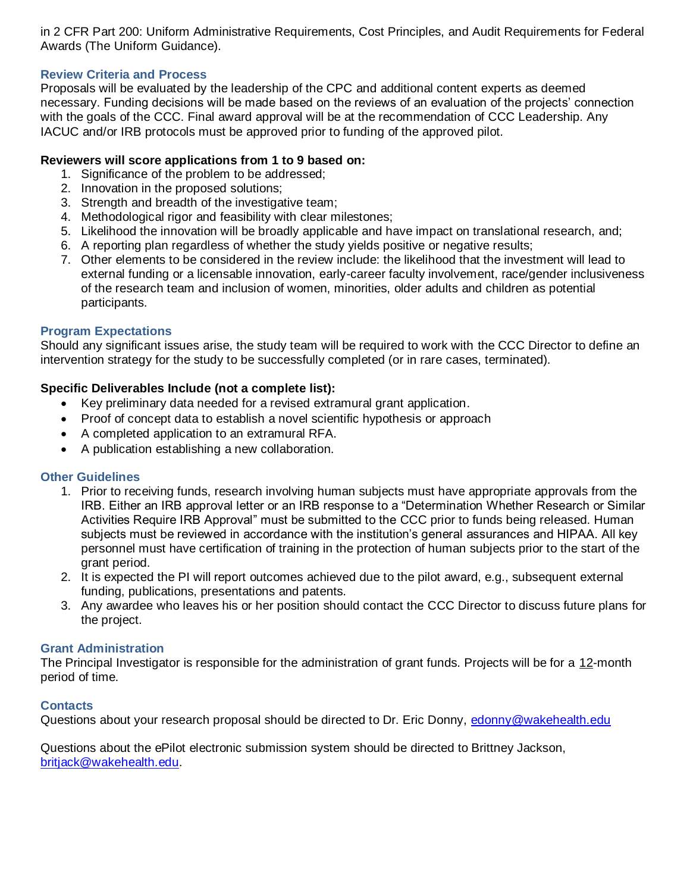in 2 CFR Part 200: Uniform Administrative Requirements, Cost Principles, and Audit Requirements for Federal Awards (The Uniform Guidance).

## Review Criteria and Process

Proposals will be evaluated by the leadership of the CPC and additional content experts as deemed necessary. Funding decisions will be made based on the reviews of an evaluation of the projects' connection with the goals of the CCC. Final award approval will be at the recommendation of CCC Leadership. Any IACUC and/or IRB protocols must be approved prior to funding of the approved pilot.

**Reviewers will score applications from 1 to 9 based on:**

1. Significance of the problem to be addressed;
2. Innovation in the proposed solutions;
3. Strength and breadth of the investigative team;
4. Methodological rigor and feasibility with clear milestones;
5. Likelihood the innovation will be broadly applicable and have impact on translational research, and;
6. A reporting plan regardless of whether the study yields positive or negative results;
7. Other elements to be considered in the review include: the likelihood that the investment will lead to external funding or a licensable innovation, early-career faculty involvement, race/gender inclusiveness of the research team and inclusion of women, minorities, older adults and children as potential participants.

## Program Expectations

Should any significant issues arise, the study team will be required to work with the CCC Director to define an intervention strategy for the study to be successfully completed (or in rare cases, terminated).

**Specific Deliverables Include (not a complete list):**

- Key preliminary data needed for a revised extramural grant application.
- Proof of concept data to establish a novel scientific hypothesis or approach
- A completed application to an extramural RFA.
- A publication establishing a new collaboration.

## Other Guidelines

1. Prior to receiving funds, research involving human subjects must have appropriate approvals from the IRB. Either an IRB approval letter or an IRB response to a "Determination Whether Research or Similar Activities Require IRB Approval" must be submitted to the CCC prior to funds being released. Human subjects must be reviewed in accordance with the institution's general assurances and HIPAA. All key personnel must have certification of training in the protection of human subjects prior to the start of the grant period.
2. It is expected the PI will report outcomes achieved due to the pilot award, e.g., subsequent external funding, publications, presentations and patents.
3. Any awardee who leaves his or her position should contact the CCC Director to discuss future plans for the project.

## Grant Administration

The Principal Investigator is responsible for the administration of grant funds. Projects will be for a 12-month period of time.

## Contacts

Questions about your research proposal should be directed to Dr. Eric Donny, edonny@wakehealth.edu

Questions about the ePilot electronic submission system should be directed to Brittney Jackson, britjack@wakehealth.edu.